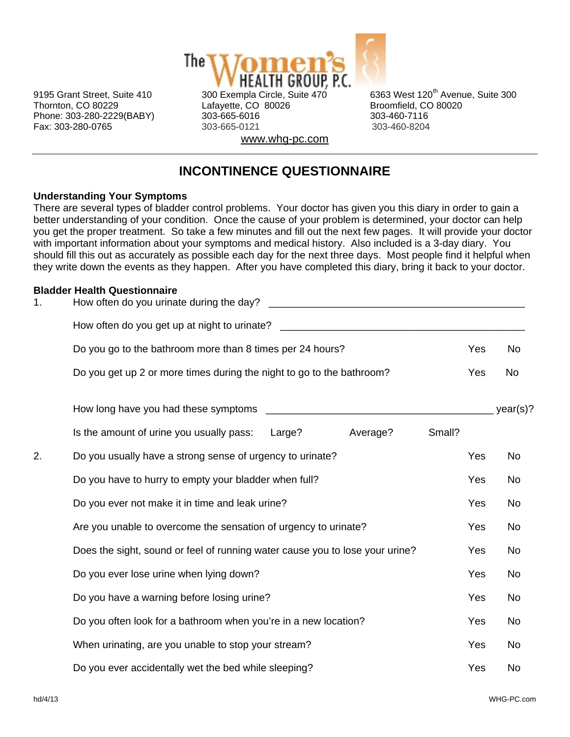The Women's HEALTH GROUP, P.C.

9195 Grant Street, Suite 410
Thornton, CO 80229
Phone: 303-280-2229(BABY)
Fax: 303-280-0765

300 Exempla Circle, Suite 470
Lafayette, CO 80026
303-665-6016
303-665-0121

6363 West 120th Avenue, Suite 300
Broomfield, CO 80020
303-460-7116
303-460-8204

www.whg-pc.com

# INCONTINENCE QUESTIONNAIRE

**Understanding Your Symptoms**

There are several types of bladder control problems. Your doctor has given you this diary in order to gain a better understanding of your condition. Once the cause of your problem is determined, your doctor can help you get the proper treatment. So take a few minutes and fill out the next few pages. It will provide your doctor with important information about your symptoms and medical history. Also included is a 3-day diary. You should fill this out as accurately as possible each day for the next three days. Most people find it helpful when they write down the events as they happen. After you have completed this diary, bring it back to your doctor.

**Bladder Health Questionnaire**

1. How often do you urinate during the day? ______________________________

   How often do you get up at night to urinate? ______________________________

   Do you go to the bathroom more than 8 times per 24 hours? Yes No

   Do you get up 2 or more times during the night to go to the bathroom? Yes No

   How long have you had these symptoms ______________________________ year(s)?

   Is the amount of urine you usually pass: Large? Average? Small?

2. Do you usually have a strong sense of urgency to urinate? Yes No

   Do you have to hurry to empty your bladder when full? Yes No

   Do you ever not make it in time and leak urine? Yes No

   Are you unable to overcome the sensation of urgency to urinate? Yes No

   Does the sight, sound or feel of running water cause you to lose your urine? Yes No

   Do you ever lose urine when lying down? Yes No

   Do you have a warning before losing urine? Yes No

   Do you often look for a bathroom when you're in a new location? Yes No

   When urinating, are you unable to stop your stream? Yes No

   Do you ever accidentally wet the bed while sleeping? Yes No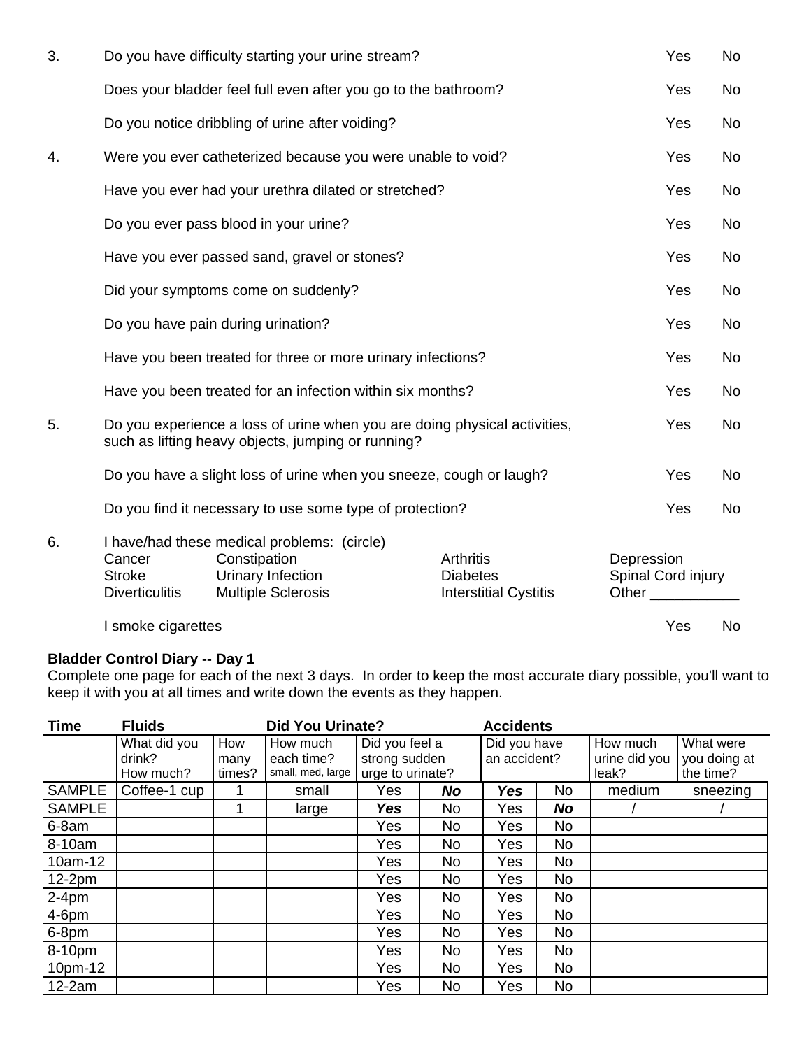3. Do you have difficulty starting your urine stream? Yes No

   Does your bladder feel full even after you go to the bathroom? Yes No

   Do you notice dribbling of urine after voiding? Yes No

4. Were you ever catheterized because you were unable to void? Yes No

   Have you ever had your urethra dilated or stretched? Yes No

   Do you ever pass blood in your urine? Yes No

   Have you ever passed sand, gravel or stones? Yes No

   Did your symptoms come on suddenly? Yes No

   Do you have pain during urination? Yes No

   Have you been treated for three or more urinary infections? Yes No

   Have you been treated for an infection within six months? Yes No

5. Do you experience a loss of urine when you are doing physical activities, such as lifting heavy objects, jumping or running? Yes No

   Do you have a slight loss of urine when you sneeze, cough or laugh? Yes No

   Do you find it necessary to use some type of protection? Yes No

6. I have/had these medical problems: (circle)

| | | | |
|---|---|---|---|
| Cancer | Constipation | Arthritis | Depression |
| Stroke | Urinary Infection | Diabetes | Spinal Cord injury |
| Diverticulitis | Multiple Sclerosis | Interstitial Cystitis | Other ___________ |

   I smoke cigarettes Yes No

**Bladder Control Diary -- Day 1**

Complete one page for each of the next 3 days. In order to keep the most accurate diary possible, you'll want to keep it with you at all times and write down the events as they happen.

| **Time** | **Fluids** | | **Did You Urinate?** | | | **Accidents** | | | |
|---|---|---|---|---|---|---|---|---|---|
| | What did you drink? How much? | How many times? | How much each time? small, med, large | Did you feel a strong sudden urge to urinate? | | Did you have an accident? | | How much urine did you leak? | What were you doing at the time? |
| SAMPLE | Coffee-1 cup | 1 | small | Yes | ***No*** | ***Yes*** | No | medium | sneezing |
| SAMPLE | | 1 | large | ***Yes*** | No | Yes | ***No*** | / | / |
| 6-8am | | | | Yes | No | Yes | No | | |
| 8-10am | | | | Yes | No | Yes | No | | |
| 10am-12 | | | | Yes | No | Yes | No | | |
| 12-2pm | | | | Yes | No | Yes | No | | |
| 2-4pm | | | | Yes | No | Yes | No | | |
| 4-6pm | | | | Yes | No | Yes | No | | |
| 6-8pm | | | | Yes | No | Yes | No | | |
| 8-10pm | | | | Yes | No | Yes | No | | |
| 10pm-12 | | | | Yes | No | Yes | No | | |
| 12-2am | | | | Yes | No | Yes | No | | |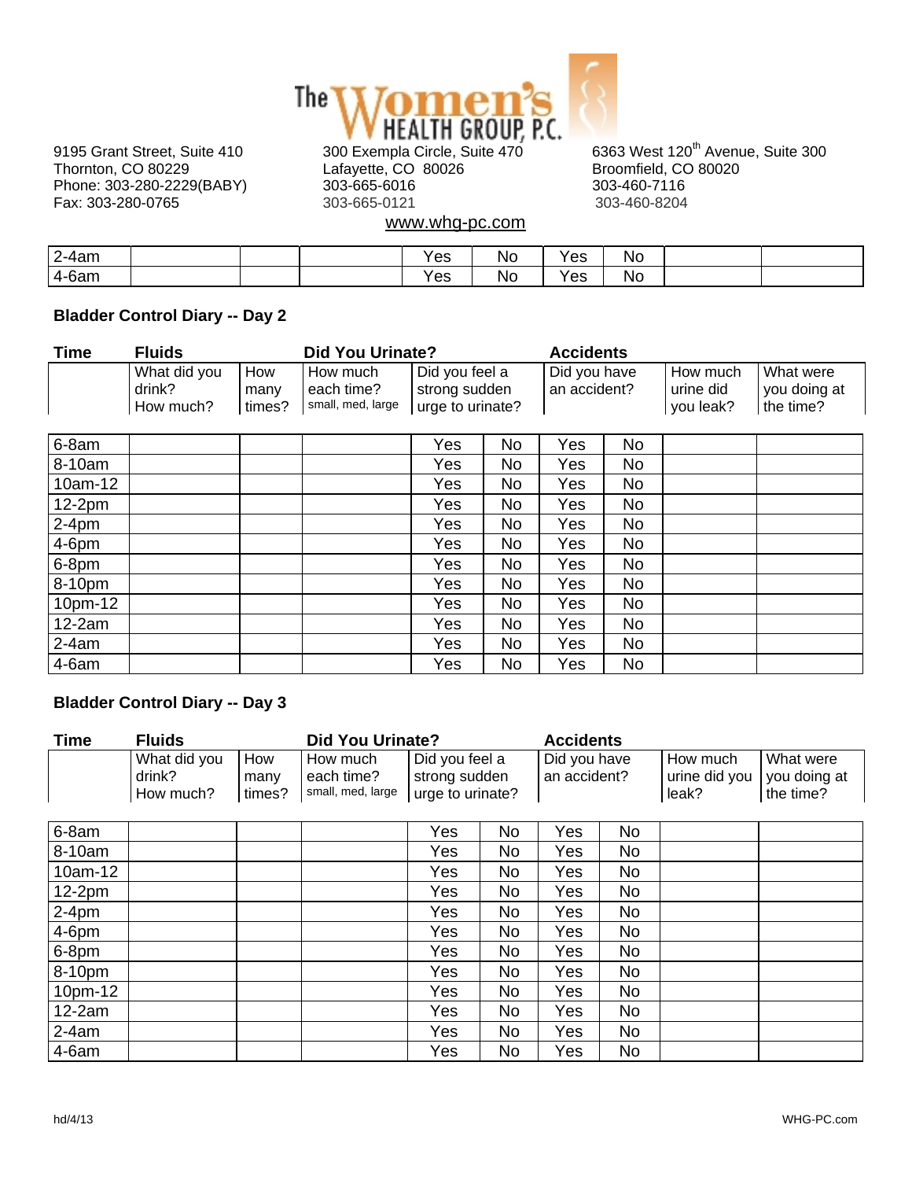# The Women's Health Group, P.C.

9195 Grant Street, Suite 410
Thornton, CO 80229
Phone: 303-280-2229(BABY)
Fax: 303-280-0765

300 Exempla Circle, Suite 470
Lafayette, CO 80026
303-665-6016
303-665-0121

6363 West 120th Avenue, Suite 300
Broomfield, CO 80020
303-460-7116
303-460-8204

www.whg-pc.com

| | | | | | | | | | |
|---|---|---|---|---|---|---|---|---|---|
| 2-4am | | | | Yes | No | Yes | No | | |
| 4-6am | | | | Yes | No | Yes | No | | |

### Bladder Control Diary -- Day 2

| Time | Fluids | | Did You Urinate? | | | Accidents | | | |
|---|---|---|---|---|---|---|---|---|---|
| | What did you drink? How much? | How many times? | How much each time? small, med, large | Did you feel a strong sudden urge to urinate? | | Did you have an accident? | | How much urine did you leak? | What were you doing at the time? |
| 6-8am | | | | Yes | No | Yes | No | | |
| 8-10am | | | | Yes | No | Yes | No | | |
| 10am-12 | | | | Yes | No | Yes | No | | |
| 12-2pm | | | | Yes | No | Yes | No | | |
| 2-4pm | | | | Yes | No | Yes | No | | |
| 4-6pm | | | | Yes | No | Yes | No | | |
| 6-8pm | | | | Yes | No | Yes | No | | |
| 8-10pm | | | | Yes | No | Yes | No | | |
| 10pm-12 | | | | Yes | No | Yes | No | | |
| 12-2am | | | | Yes | No | Yes | No | | |
| 2-4am | | | | Yes | No | Yes | No | | |
| 4-6am | | | | Yes | No | Yes | No | | |

### Bladder Control Diary -- Day 3

| Time | Fluids | | Did You Urinate? | | | Accidents | | | |
|---|---|---|---|---|---|---|---|---|---|
| | What did you drink? How much? | How many times? | How much each time? small, med, large | Did you feel a strong sudden urge to urinate? | | Did you have an accident? | | How much urine did you leak? | What were you doing at the time? |
| 6-8am | | | | Yes | No | Yes | No | | |
| 8-10am | | | | Yes | No | Yes | No | | |
| 10am-12 | | | | Yes | No | Yes | No | | |
| 12-2pm | | | | Yes | No | Yes | No | | |
| 2-4pm | | | | Yes | No | Yes | No | | |
| 4-6pm | | | | Yes | No | Yes | No | | |
| 6-8pm | | | | Yes | No | Yes | No | | |
| 8-10pm | | | | Yes | No | Yes | No | | |
| 10pm-12 | | | | Yes | No | Yes | No | | |
| 12-2am | | | | Yes | No | Yes | No | | |
| 2-4am | | | | Yes | No | Yes | No | | |
| 4-6am | | | | Yes | No | Yes | No | | |

hd/4/13